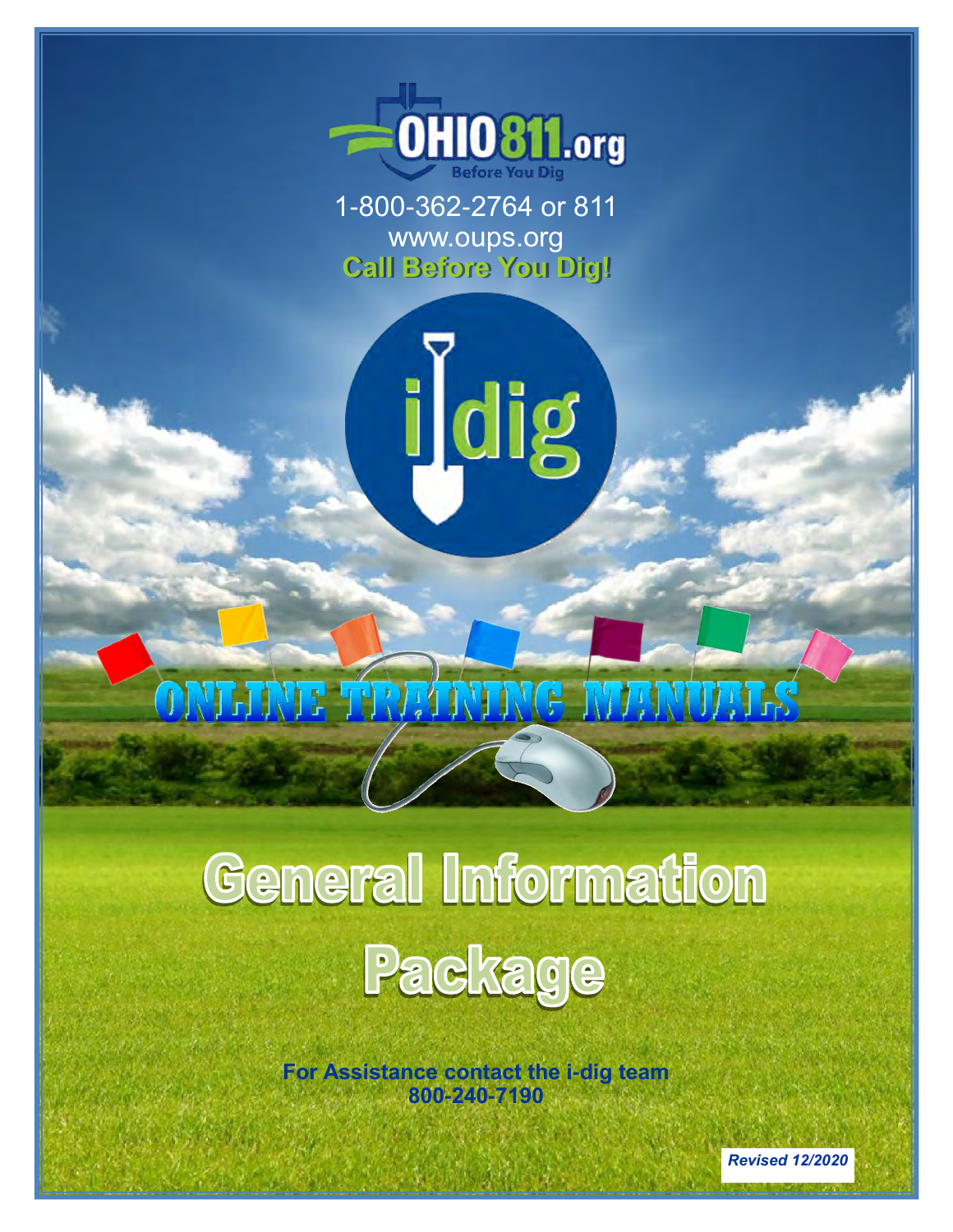OHIO811.org

Before You Dig

1-800-362-2764 or 811

www.oups.org

**Call Before You Dig!**

i dig

# ONLINE TRAINING MANUALS

# General Information Package

**For Assistance contact the i-dig team**
**800-240-7190**

***Revised 12/2020***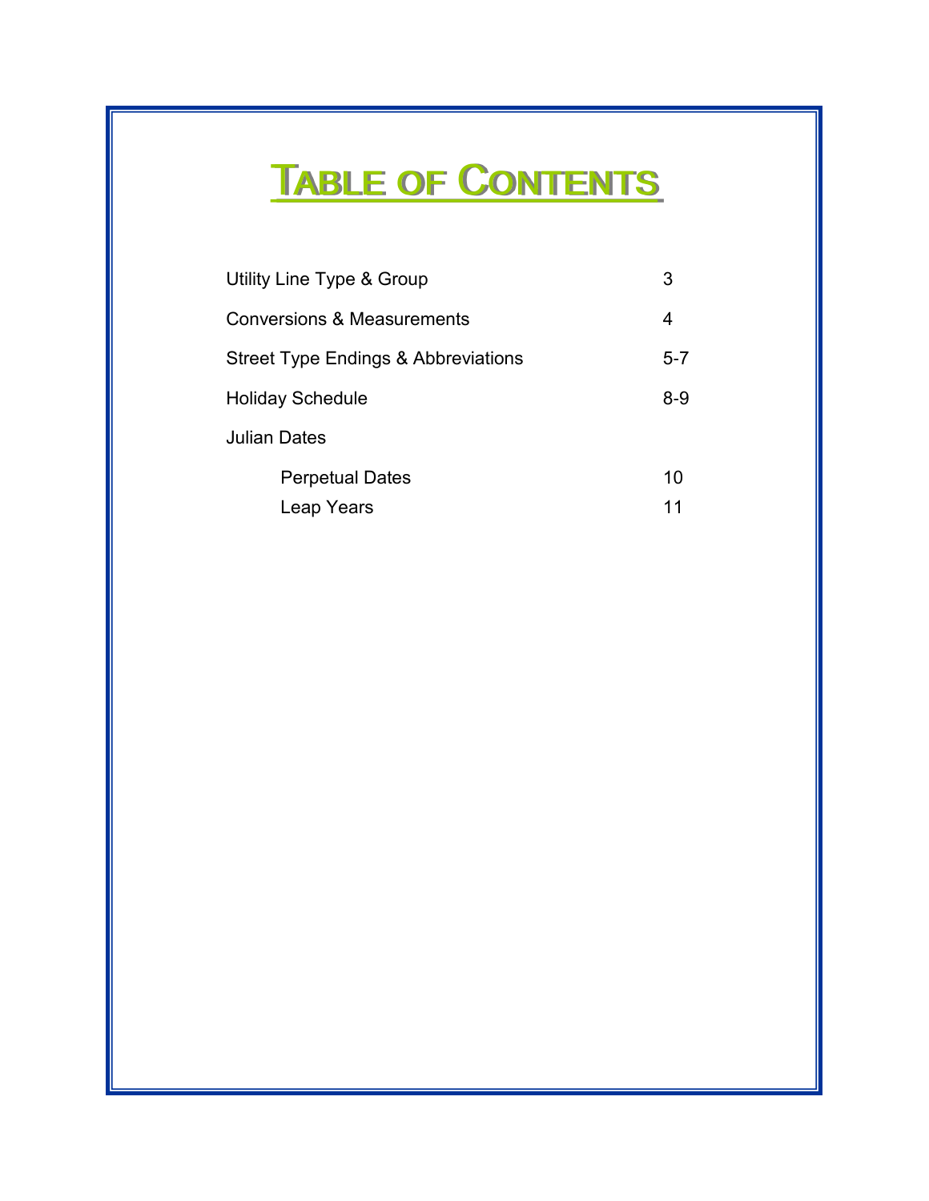# Table of Contents

| | |
|---|---|
| Utility Line Type & Group | 3 |
| Conversions & Measurements | 4 |
| Street Type Endings & Abbreviations | 5-7 |
| Holiday Schedule | 8-9 |
| Julian Dates | |
| Perpetual Dates | 10 |
| Leap Years | 11 |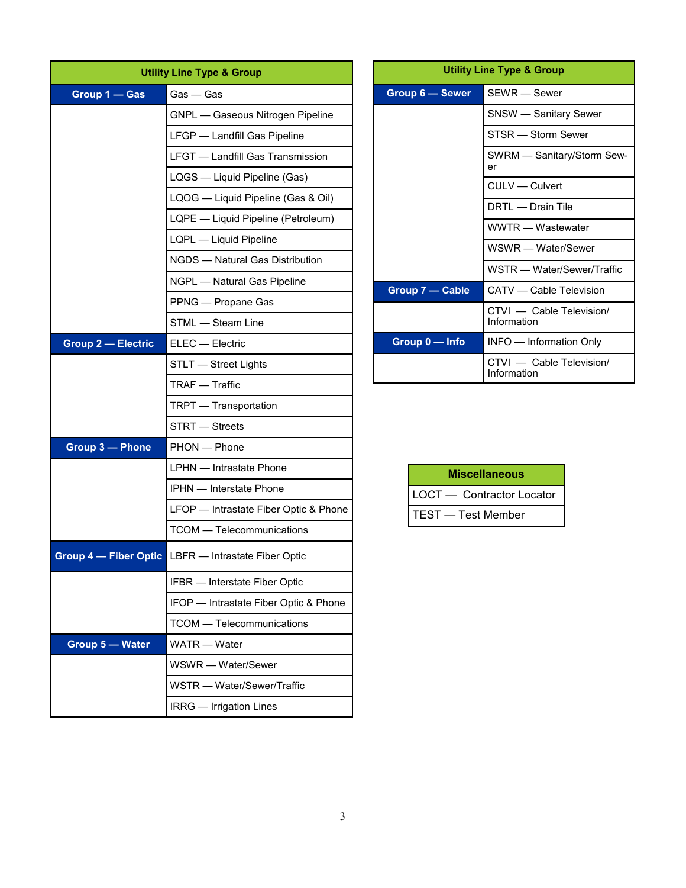| Utility Line Type & Group | |
|---|---|
| **Group 1 — Gas** | Gas — Gas |
| | GNPL — Gaseous Nitrogen Pipeline |
| | LFGP — Landfill Gas Pipeline |
| | LFGT — Landfill Gas Transmission |
| | LQGS — Liquid Pipeline (Gas) |
| | LQOG — Liquid Pipeline (Gas & Oil) |
| | LQPE — Liquid Pipeline (Petroleum) |
| | LQPL — Liquid Pipeline |
| | NGDS — Natural Gas Distribution |
| | NGPL — Natural Gas Pipeline |
| | PPNG — Propane Gas |
| | STML — Steam Line |
| **Group 2 — Electric** | ELEC — Electric |
| | STLT — Street Lights |
| | TRAF — Traffic |
| | TRPT — Transportation |
| | STRT — Streets |
| **Group 3 — Phone** | PHON — Phone |
| | LPHN — Intrastate Phone |
| | IPHN — Interstate Phone |
| | LFOP — Intrastate Fiber Optic & Phone |
| | TCOM — Telecommunications |
| **Group 4 — Fiber Optic** | LBFR — Intrastate Fiber Optic |
| | IFBR — Interstate Fiber Optic |
| | IFOP — Intrastate Fiber Optic & Phone |
| | TCOM — Telecommunications |
| **Group 5 — Water** | WATR — Water |
| | WSWR — Water/Sewer |
| | WSTR — Water/Sewer/Traffic |
| | IRRG — Irrigation Lines |

| Utility Line Type & Group | |
|---|---|
| **Group 6 — Sewer** | SEWR — Sewer |
| | SNSW — Sanitary Sewer |
| | STSR — Storm Sewer |
| | SWRM — Sanitary/Storm Sewer |
| | CULV — Culvert |
| | DRTL — Drain Tile |
| | WWTR — Wastewater |
| | WSWR — Water/Sewer |
| | WSTR — Water/Sewer/Traffic |
| **Group 7 — Cable** | CATV — Cable Television |
| | CTVI — Cable Television/ Information |
| **Group 0 — Info** | INFO — Information Only |
| | CTVI — Cable Television/ Information |

| Miscellaneous |
|---|
| LOCT — Contractor Locator |
| TEST — Test Member |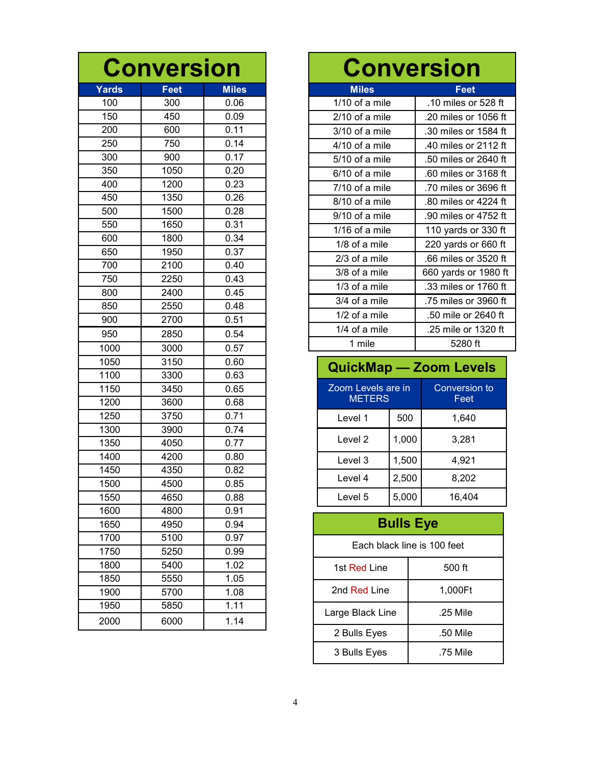## Conversion

| Yards | Feet | Miles |
|---|---|---|
| 100 | 300 | 0.06 |
| 150 | 450 | 0.09 |
| 200 | 600 | 0.11 |
| 250 | 750 | 0.14 |
| 300 | 900 | 0.17 |
| 350 | 1050 | 0.20 |
| 400 | 1200 | 0.23 |
| 450 | 1350 | 0.26 |
| 500 | 1500 | 0.28 |
| 550 | 1650 | 0.31 |
| 600 | 1800 | 0.34 |
| 650 | 1950 | 0.37 |
| 700 | 2100 | 0.40 |
| 750 | 2250 | 0.43 |
| 800 | 2400 | 0.45 |
| 850 | 2550 | 0.48 |
| 900 | 2700 | 0.51 |
| 950 | 2850 | 0.54 |
| 1000 | 3000 | 0.57 |
| 1050 | 3150 | 0.60 |
| 1100 | 3300 | 0.63 |
| 1150 | 3450 | 0.65 |
| 1200 | 3600 | 0.68 |
| 1250 | 3750 | 0.71 |
| 1300 | 3900 | 0.74 |
| 1350 | 4050 | 0.77 |
| 1400 | 4200 | 0.80 |
| 1450 | 4350 | 0.82 |
| 1500 | 4500 | 0.85 |
| 1550 | 4650 | 0.88 |
| 1600 | 4800 | 0.91 |
| 1650 | 4950 | 0.94 |
| 1700 | 5100 | 0.97 |
| 1750 | 5250 | 0.99 |
| 1800 | 5400 | 1.02 |
| 1850 | 5550 | 1.05 |
| 1900 | 5700 | 1.08 |
| 1950 | 5850 | 1.11 |
| 2000 | 6000 | 1.14 |

## Conversion

| Miles | Feet |
|---|---|
| 1/10 of a mile | .10 miles or 528 ft |
| 2/10 of a mile | .20 miles or 1056 ft |
| 3/10 of a mile | .30 miles or 1584 ft |
| 4/10 of a mile | .40 miles or 2112 ft |
| 5/10 of a mile | .50 miles or 2640 ft |
| 6/10 of a mile | .60 miles or 3168 ft |
| 7/10 of a mile | .70 miles or 3696 ft |
| 8/10 of a mile | .80 miles or 4224 ft |
| 9/10 of a mile | .90 miles or 4752 ft |
| 1/16 of a mile | 110 yards or 330 ft |
| 1/8 of a mile | 220 yards or 660 ft |
| 2/3 of a mile | .66 miles or 3520 ft |
| 3/8 of a mile | 660 yards or 1980 ft |
| 1/3 of a mile | .33 miles or 1760 ft |
| 3/4 of a mile | .75 miles or 3960 ft |
| 1/2 of a mile | .50 mile or 2640 ft |
| 1/4 of a mile | .25 mile or 1320 ft |
| 1 mile | 5280 ft |

## QuickMap — Zoom Levels

| Zoom Levels are in METERS | | Conversion to Feet |
|---|---|---|
| Level 1 | 500 | 1,640 |
| Level 2 | 1,000 | 3,281 |
| Level 3 | 1,500 | 4,921 |
| Level 4 | 2,500 | 8,202 |
| Level 5 | 5,000 | 16,404 |

## Bulls Eye

| Each black line is 100 feet | |
|---|---|
| 1st Red Line | 500 ft |
| 2nd Red Line | 1,000Ft |
| Large Black Line | .25 Mile |
| 2 Bulls Eyes | .50 Mile |
| 3 Bulls Eyes | .75 Mile |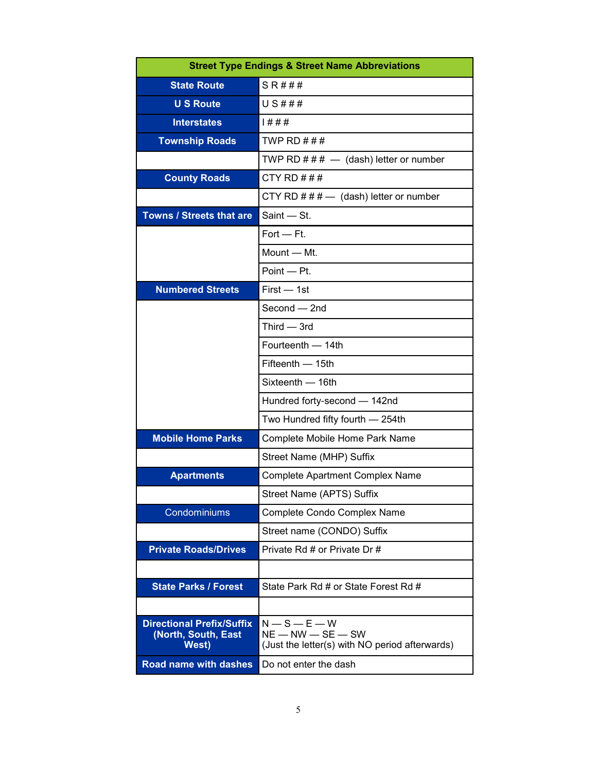| Street Type Endings & Street Name Abbreviations | |
|---|---|
| **State Route** | S R # # # |
| **U S Route** | U S # # # |
| **Interstates** | I # # # |
| **Township Roads** | TWP RD # # # |
| | TWP RD # # # — (dash) letter or number |
| **County Roads** | CTY RD # # # |
| | CTY RD # # # — (dash) letter or number |
| **Towns / Streets that are** | Saint — St. |
| | Fort — Ft. |
| | Mount — Mt. |
| | Point — Pt. |
| **Numbered Streets** | First — 1st |
| | Second — 2nd |
| | Third — 3rd |
| | Fourteenth — 14th |
| | Fifteenth — 15th |
| | Sixteenth — 16th |
| | Hundred forty-second — 142nd |
| | Two Hundred fifty fourth — 254th |
| **Mobile Home Parks** | Complete Mobile Home Park Name |
| | Street Name (MHP) Suffix |
| **Apartments** | Complete Apartment Complex Name |
| | Street Name (APTS) Suffix |
| Condominiums | Complete Condo Complex Name |
| | Street name (CONDO) Suffix |
| **Private Roads/Drives** | Private Rd # or Private Dr # |
| | |
| **State Parks / Forest** | State Park Rd # or State Forest Rd # |
| | |
| **Directional Prefix/Suffix (North, South, East West)** | N — S — E — W<br>NE — NW — SE — SW<br>(Just the letter(s) with NO period afterwards) |
| **Road name with dashes** | Do not enter the dash |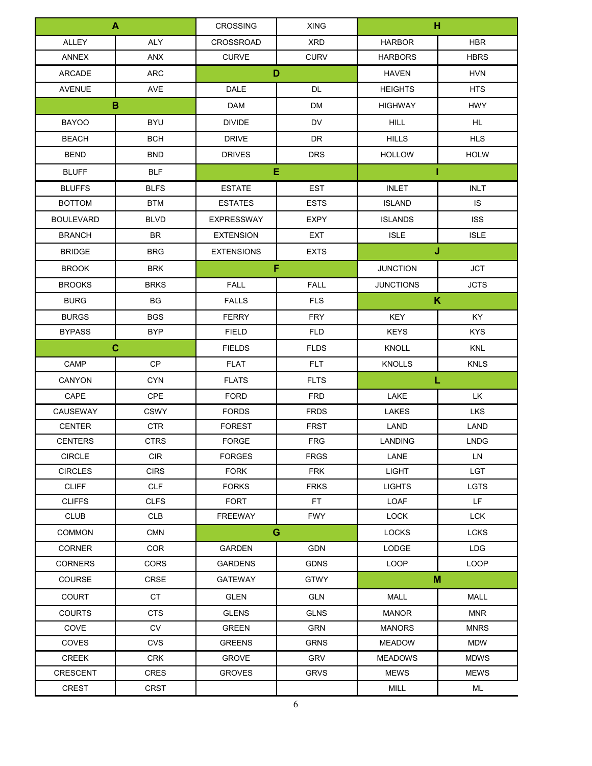| A | | CROSSING | XING | H | |
|---|---|---|---|---|---|
| ALLEY | ALY | CROSSROAD | XRD | HARBOR | HBR |
| ANNEX | ANX | CURVE | CURV | HARBORS | HBRS |
| ARCADE | ARC | D | | HAVEN | HVN |
| AVENUE | AVE | DALE | DL | HEIGHTS | HTS |
| B | | DAM | DM | HIGHWAY | HWY |
| BAYOO | BYU | DIVIDE | DV | HILL | HL |
| BEACH | BCH | DRIVE | DR | HILLS | HLS |
| BEND | BND | DRIVES | DRS | HOLLOW | HOLW |
| BLUFF | BLF | E | | I | |
| BLUFFS | BLFS | ESTATE | EST | INLET | INLT |
| BOTTOM | BTM | ESTATES | ESTS | ISLAND | IS |
| BOULEVARD | BLVD | EXPRESSWAY | EXPY | ISLANDS | ISS |
| BRANCH | BR | EXTENSION | EXT | ISLE | ISLE |
| BRIDGE | BRG | EXTENSIONS | EXTS | J | |
| BROOK | BRK | F | | JUNCTION | JCT |
| BROOKS | BRKS | FALL | FALL | JUNCTIONS | JCTS |
| BURG | BG | FALLS | FLS | K | |
| BURGS | BGS | FERRY | FRY | KEY | KY |
| BYPASS | BYP | FIELD | FLD | KEYS | KYS |
| C | | FIELDS | FLDS | KNOLL | KNL |
| CAMP | CP | FLAT | FLT | KNOLLS | KNLS |
| CANYON | CYN | FLATS | FLTS | L | |
| CAPE | CPE | FORD | FRD | LAKE | LK |
| CAUSEWAY | CSWY | FORDS | FRDS | LAKES | LKS |
| CENTER | CTR | FOREST | FRST | LAND | LAND |
| CENTERS | CTRS | FORGE | FRG | LANDING | LNDG |
| CIRCLE | CIR | FORGES | FRGS | LANE | LN |
| CIRCLES | CIRS | FORK | FRK | LIGHT | LGT |
| CLIFF | CLF | FORKS | FRKS | LIGHTS | LGTS |
| CLIFFS | CLFS | FORT | FT | LOAF | LF |
| CLUB | CLB | FREEWAY | FWY | LOCK | LCK |
| COMMON | CMN | G | | LOCKS | LCKS |
| CORNER | COR | GARDEN | GDN | LODGE | LDG |
| CORNERS | CORS | GARDENS | GDNS | LOOP | LOOP |
| COURSE | CRSE | GATEWAY | GTWY | M | |
| COURT | CT | GLEN | GLN | MALL | MALL |
| COURTS | CTS | GLENS | GLNS | MANOR | MNR |
| COVE | CV | GREEN | GRN | MANORS | MNRS |
| COVES | CVS | GREENS | GRNS | MEADOW | MDW |
| CREEK | CRK | GROVE | GRV | MEADOWS | MDWS |
| CRESCENT | CRES | GROVES | GRVS | MEWS | MEWS |
| CREST | CRST | | | MILL | ML |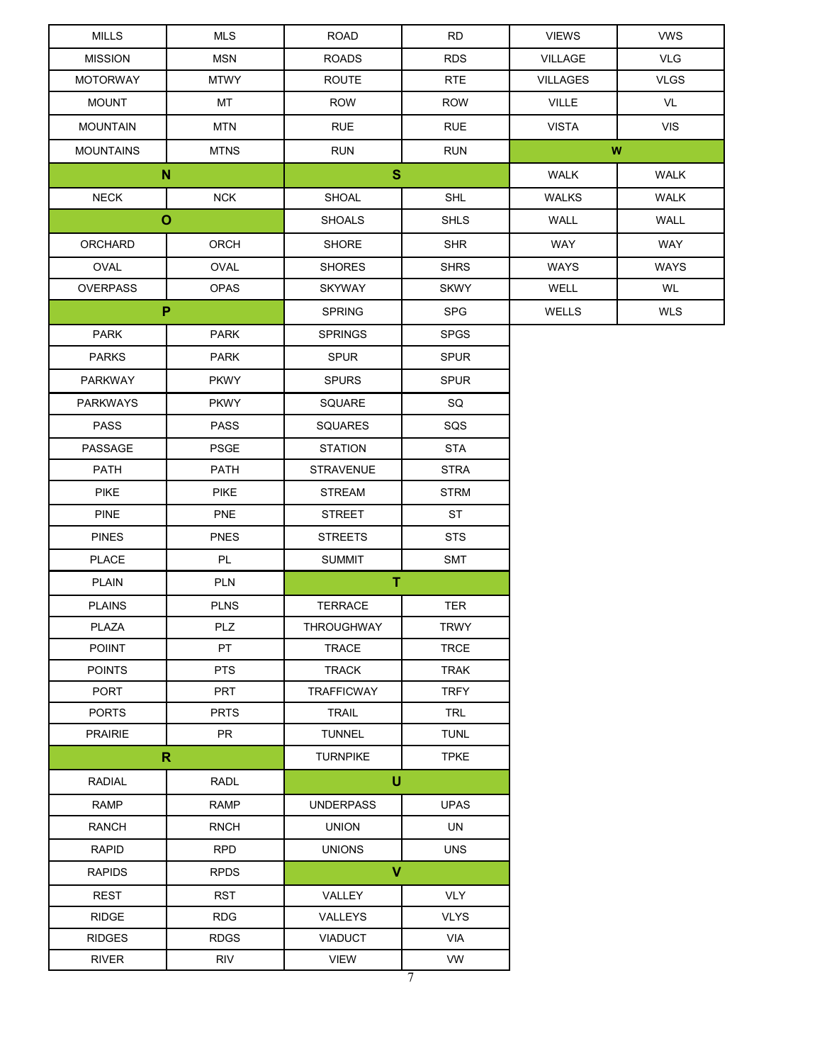| | |
|---|---|
| MILLS | MLS |
| MISSION | MSN |
| MOTORWAY | MTWY |
| MOUNT | MT |
| MOUNTAIN | MTN |
| MOUNTAINS | MTNS |
| **N** | |
| NECK | NCK |
| **O** | |
| ORCHARD | ORCH |
| OVAL | OVAL |
| OVERPASS | OPAS |
| **P** | |
| PARK | PARK |
| PARKS | PARK |
| PARKWAY | PKWY |
| PARKWAYS | PKWY |
| PASS | PASS |
| PASSAGE | PSGE |
| PATH | PATH |
| PIKE | PIKE |
| PINE | PNE |
| PINES | PNES |
| PLACE | PL |
| PLAIN | PLN |
| PLAINS | PLNS |
| PLAZA | PLZ |
| POIINT | PT |
| POINTS | PTS |
| PORT | PRT |
| PORTS | PRTS |
| PRAIRIE | PR |
| **R** | |
| RADIAL | RADL |
| RAMP | RAMP |
| RANCH | RNCH |
| RAPID | RPD |
| RAPIDS | RPDS |
| REST | RST |
| RIDGE | RDG |
| RIDGES | RDGS |
| RIVER | RIV |
| ROAD | RD |
| ROADS | RDS |
| ROUTE | RTE |
| ROW | ROW |
| RUE | RUE |
| RUN | RUN |
| **S** | |
| SHOAL | SHL |
| SHOALS | SHLS |
| SHORE | SHR |
| SHORES | SHRS |
| SKYWAY | SKWY |
| SPRING | SPG |
| SPRINGS | SPGS |
| SPUR | SPUR |
| SPURS | SPUR |
| SQUARE | SQ |
| SQUARES | SQS |
| STATION | STA |
| STRAVENUE | STRA |
| STREAM | STRM |
| STREET | ST |
| STREETS | STS |
| SUMMIT | SMT |
| **T** | |
| TERRACE | TER |
| THROUGHWAY | TRWY |
| TRACE | TRCE |
| TRACK | TRAK |
| TRAFFICWAY | TRFY |
| TRAIL | TRL |
| TUNNEL | TUNL |
| TURNPIKE | TPKE |
| **U** | |
| UNDERPASS | UPAS |
| UNION | UN |
| UNIONS | UNS |
| **V** | |
| VALLEY | VLY |
| VALLEYS | VLYS |
| VIADUCT | VIA |
| VIEW | VW |
| VIEWS | VWS |
| VILLAGE | VLG |
| VILLAGES | VLGS |
| VILLE | VL |
| VISTA | VIS |
| **W** | |
| WALK | WALK |
| WALKS | WALK |
| WALL | WALL |
| WAY | WAY |
| WAYS | WAYS |
| WELL | WL |
| WELLS | WLS |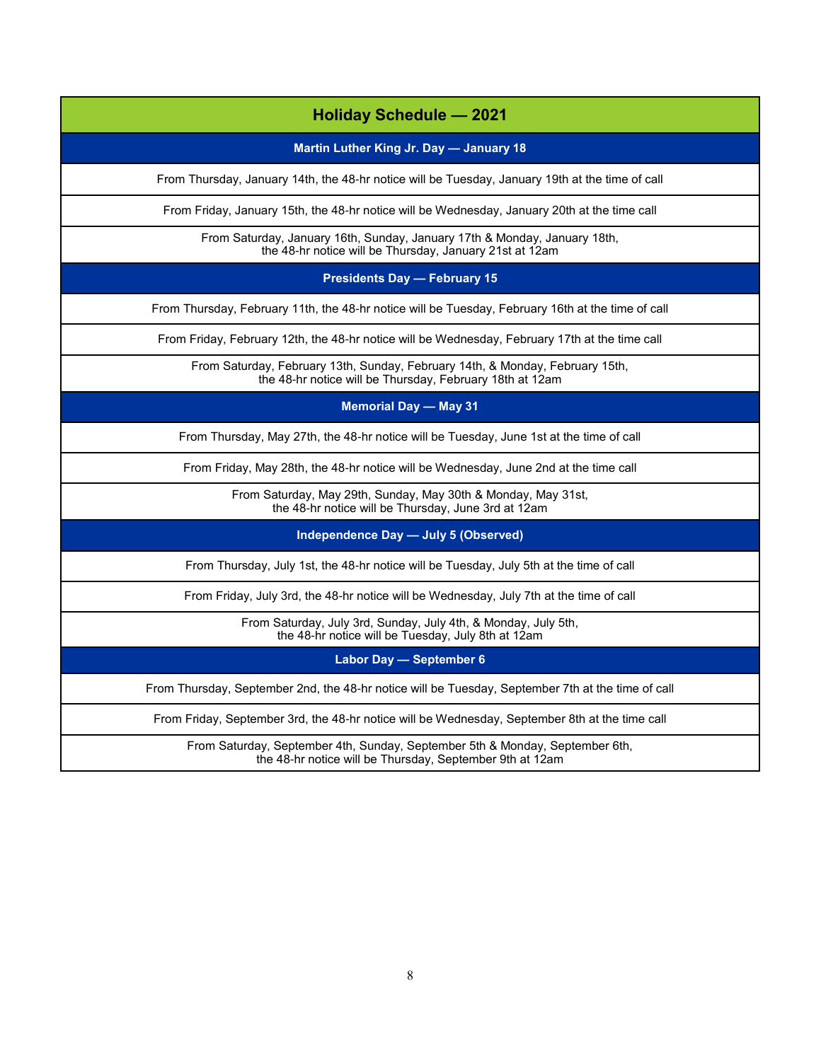| Holiday Schedule — 2021 |
|---|
| **Martin Luther King Jr. Day — January 18** |
| From Thursday, January 14th, the 48-hr notice will be Tuesday, January 19th at the time of call |
| From Friday, January 15th, the 48-hr notice will be Wednesday, January 20th at the time call |
| From Saturday, January 16th, Sunday, January 17th & Monday, January 18th, the 48-hr notice will be Thursday, January 21st at 12am |
| **Presidents Day — February 15** |
| From Thursday, February 11th, the 48-hr notice will be Tuesday, February 16th at the time of call |
| From Friday, February 12th, the 48-hr notice will be Wednesday, February 17th at the time call |
| From Saturday, February 13th, Sunday, February 14th, & Monday, February 15th, the 48-hr notice will be Thursday, February 18th at 12am |
| **Memorial Day — May 31** |
| From Thursday, May 27th, the 48-hr notice will be Tuesday, June 1st at the time of call |
| From Friday, May 28th, the 48-hr notice will be Wednesday, June 2nd at the time call |
| From Saturday, May 29th, Sunday, May 30th & Monday, May 31st, the 48-hr notice will be Thursday, June 3rd at 12am |
| **Independence Day — July 5 (Observed)** |
| From Thursday, July 1st, the 48-hr notice will be Tuesday, July 5th at the time of call |
| From Friday, July 3rd, the 48-hr notice will be Wednesday, July 7th at the time of call |
| From Saturday, July 3rd, Sunday, July 4th, & Monday, July 5th, the 48-hr notice will be Tuesday, July 8th at 12am |
| **Labor Day — September 6** |
| From Thursday, September 2nd, the 48-hr notice will be Tuesday, September 7th at the time of call |
| From Friday, September 3rd, the 48-hr notice will be Wednesday, September 8th at the time call |
| From Saturday, September 4th, Sunday, September 5th & Monday, September 6th, the 48-hr notice will be Thursday, September 9th at 12am |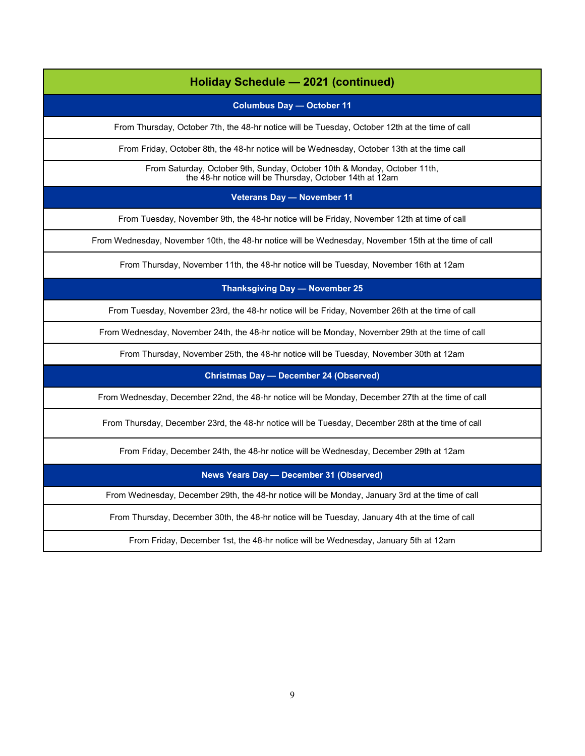| Holiday Schedule — 2021 (continued) |
|---|
| **Columbus Day — October 11** |
| From Thursday, October 7th, the 48-hr notice will be Tuesday, October 12th at the time of call |
| From Friday, October 8th, the 48-hr notice will be Wednesday, October 13th at the time call |
| From Saturday, October 9th, Sunday, October 10th & Monday, October 11th, the 48-hr notice will be Thursday, October 14th at 12am |
| **Veterans Day — November 11** |
| From Tuesday, November 9th, the 48-hr notice will be Friday, November 12th at time of call |
| From Wednesday, November 10th, the 48-hr notice will be Wednesday, November 15th at the time of call |
| From Thursday, November 11th, the 48-hr notice will be Tuesday, November 16th at 12am |
| **Thanksgiving Day — November 25** |
| From Tuesday, November 23rd, the 48-hr notice will be Friday, November 26th at the time of call |
| From Wednesday, November 24th, the 48-hr notice will be Monday, November 29th at the time of call |
| From Thursday, November 25th, the 48-hr notice will be Tuesday, November 30th at 12am |
| **Christmas Day — December 24 (Observed)** |
| From Wednesday, December 22nd, the 48-hr notice will be Monday, December 27th at the time of call |
| From Thursday, December 23rd, the 48-hr notice will be Tuesday, December 28th at the time of call |
| From Friday, December 24th, the 48-hr notice will be Wednesday, December 29th at 12am |
| **News Years Day — December 31 (Observed)** |
| From Wednesday, December 29th, the 48-hr notice will be Monday, January 3rd at the time of call |
| From Thursday, December 30th, the 48-hr notice will be Tuesday, January 4th at the time of call |
| From Friday, December 1st, the 48-hr notice will be Wednesday, January 5th at 12am |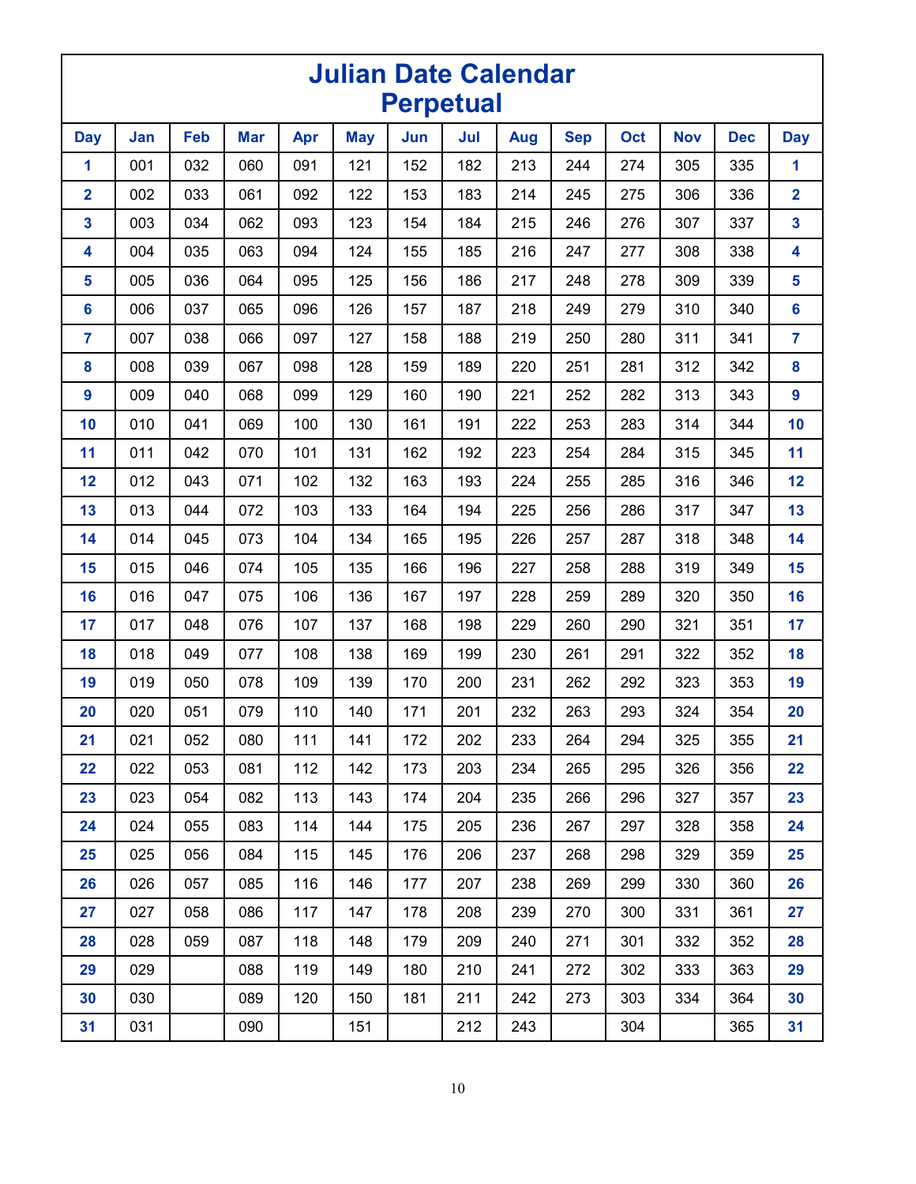# Julian Date Calendar
## Perpetual

| Day | Jan | Feb | Mar | Apr | May | Jun | Jul | Aug | Sep | Oct | Nov | Dec | Day |
|---|---|---|---|---|---|---|---|---|---|---|---|---|---|
| **1** | 001 | 032 | 060 | 091 | 121 | 152 | 182 | 213 | 244 | 274 | 305 | 335 | **1** |
| **2** | 002 | 033 | 061 | 092 | 122 | 153 | 183 | 214 | 245 | 275 | 306 | 336 | **2** |
| **3** | 003 | 034 | 062 | 093 | 123 | 154 | 184 | 215 | 246 | 276 | 307 | 337 | **3** |
| **4** | 004 | 035 | 063 | 094 | 124 | 155 | 185 | 216 | 247 | 277 | 308 | 338 | **4** |
| **5** | 005 | 036 | 064 | 095 | 125 | 156 | 186 | 217 | 248 | 278 | 309 | 339 | **5** |
| **6** | 006 | 037 | 065 | 096 | 126 | 157 | 187 | 218 | 249 | 279 | 310 | 340 | **6** |
| **7** | 007 | 038 | 066 | 097 | 127 | 158 | 188 | 219 | 250 | 280 | 311 | 341 | **7** |
| **8** | 008 | 039 | 067 | 098 | 128 | 159 | 189 | 220 | 251 | 281 | 312 | 342 | **8** |
| **9** | 009 | 040 | 068 | 099 | 129 | 160 | 190 | 221 | 252 | 282 | 313 | 343 | **9** |
| **10** | 010 | 041 | 069 | 100 | 130 | 161 | 191 | 222 | 253 | 283 | 314 | 344 | **10** |
| **11** | 011 | 042 | 070 | 101 | 131 | 162 | 192 | 223 | 254 | 284 | 315 | 345 | **11** |
| **12** | 012 | 043 | 071 | 102 | 132 | 163 | 193 | 224 | 255 | 285 | 316 | 346 | **12** |
| **13** | 013 | 044 | 072 | 103 | 133 | 164 | 194 | 225 | 256 | 286 | 317 | 347 | **13** |
| **14** | 014 | 045 | 073 | 104 | 134 | 165 | 195 | 226 | 257 | 287 | 318 | 348 | **14** |
| **15** | 015 | 046 | 074 | 105 | 135 | 166 | 196 | 227 | 258 | 288 | 319 | 349 | **15** |
| **16** | 016 | 047 | 075 | 106 | 136 | 167 | 197 | 228 | 259 | 289 | 320 | 350 | **16** |
| **17** | 017 | 048 | 076 | 107 | 137 | 168 | 198 | 229 | 260 | 290 | 321 | 351 | **17** |
| **18** | 018 | 049 | 077 | 108 | 138 | 169 | 199 | 230 | 261 | 291 | 322 | 352 | **18** |
| **19** | 019 | 050 | 078 | 109 | 139 | 170 | 200 | 231 | 262 | 292 | 323 | 353 | **19** |
| **20** | 020 | 051 | 079 | 110 | 140 | 171 | 201 | 232 | 263 | 293 | 324 | 354 | **20** |
| **21** | 021 | 052 | 080 | 111 | 141 | 172 | 202 | 233 | 264 | 294 | 325 | 355 | **21** |
| **22** | 022 | 053 | 081 | 112 | 142 | 173 | 203 | 234 | 265 | 295 | 326 | 356 | **22** |
| **23** | 023 | 054 | 082 | 113 | 143 | 174 | 204 | 235 | 266 | 296 | 327 | 357 | **23** |
| **24** | 024 | 055 | 083 | 114 | 144 | 175 | 205 | 236 | 267 | 297 | 328 | 358 | **24** |
| **25** | 025 | 056 | 084 | 115 | 145 | 176 | 206 | 237 | 268 | 298 | 329 | 359 | **25** |
| **26** | 026 | 057 | 085 | 116 | 146 | 177 | 207 | 238 | 269 | 299 | 330 | 360 | **26** |
| **27** | 027 | 058 | 086 | 117 | 147 | 178 | 208 | 239 | 270 | 300 | 331 | 361 | **27** |
| **28** | 028 | 059 | 087 | 118 | 148 | 179 | 209 | 240 | 271 | 301 | 332 | 352 | **28** |
| **29** | 029 | | 088 | 119 | 149 | 180 | 210 | 241 | 272 | 302 | 333 | 363 | **29** |
| **30** | 030 | | 089 | 120 | 150 | 181 | 211 | 242 | 273 | 303 | 334 | 364 | **30** |
| **31** | 031 | | 090 | | 151 | | 212 | 243 | | 304 | | 365 | **31** |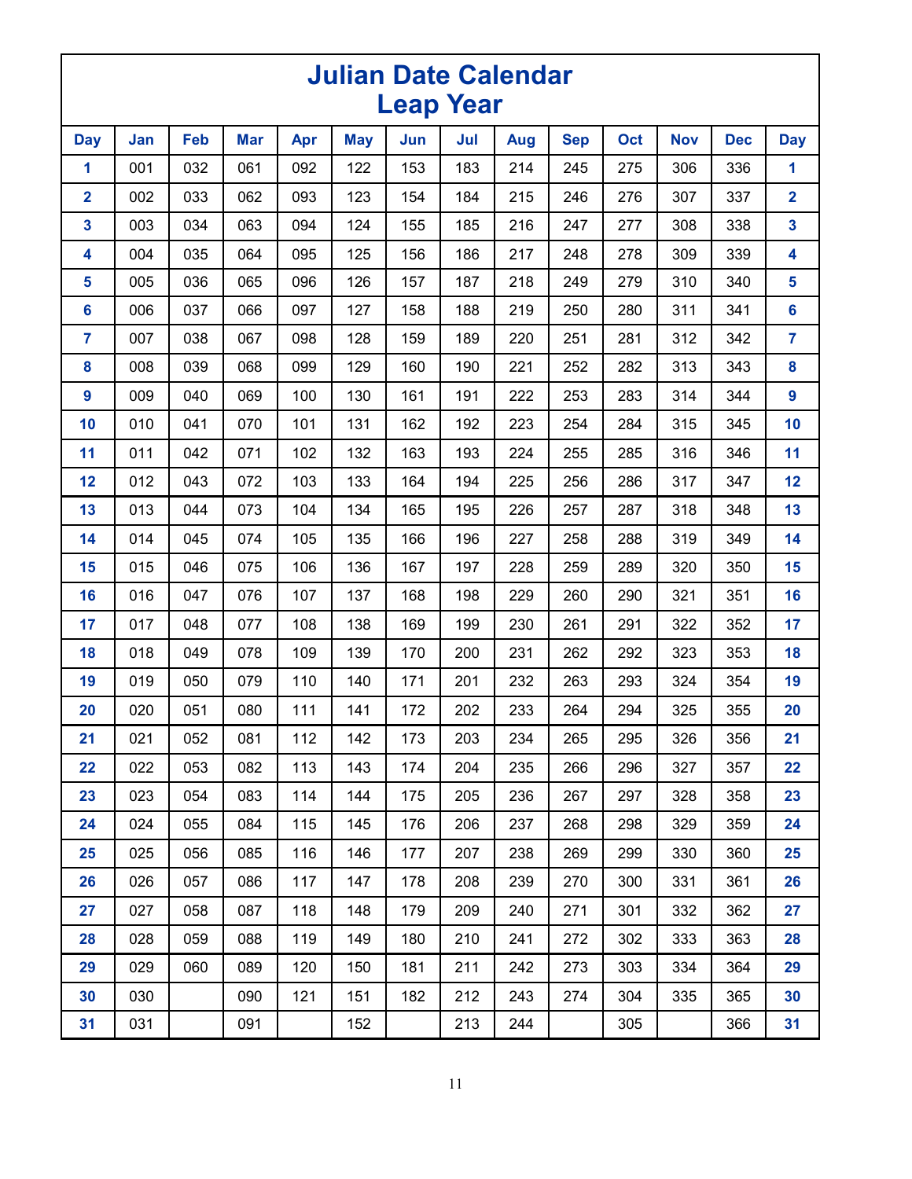# Julian Date Calendar
## Leap Year

| Day | Jan | Feb | Mar | Apr | May | Jun | Jul | Aug | Sep | Oct | Nov | Dec | Day |
|---|---|---|---|---|---|---|---|---|---|---|---|---|---|
| 1 | 001 | 032 | 061 | 092 | 122 | 153 | 183 | 214 | 245 | 275 | 306 | 336 | 1 |
| 2 | 002 | 033 | 062 | 093 | 123 | 154 | 184 | 215 | 246 | 276 | 307 | 337 | 2 |
| 3 | 003 | 034 | 063 | 094 | 124 | 155 | 185 | 216 | 247 | 277 | 308 | 338 | 3 |
| 4 | 004 | 035 | 064 | 095 | 125 | 156 | 186 | 217 | 248 | 278 | 309 | 339 | 4 |
| 5 | 005 | 036 | 065 | 096 | 126 | 157 | 187 | 218 | 249 | 279 | 310 | 340 | 5 |
| 6 | 006 | 037 | 066 | 097 | 127 | 158 | 188 | 219 | 250 | 280 | 311 | 341 | 6 |
| 7 | 007 | 038 | 067 | 098 | 128 | 159 | 189 | 220 | 251 | 281 | 312 | 342 | 7 |
| 8 | 008 | 039 | 068 | 099 | 129 | 160 | 190 | 221 | 252 | 282 | 313 | 343 | 8 |
| 9 | 009 | 040 | 069 | 100 | 130 | 161 | 191 | 222 | 253 | 283 | 314 | 344 | 9 |
| 10 | 010 | 041 | 070 | 101 | 131 | 162 | 192 | 223 | 254 | 284 | 315 | 345 | 10 |
| 11 | 011 | 042 | 071 | 102 | 132 | 163 | 193 | 224 | 255 | 285 | 316 | 346 | 11 |
| 12 | 012 | 043 | 072 | 103 | 133 | 164 | 194 | 225 | 256 | 286 | 317 | 347 | 12 |
| 13 | 013 | 044 | 073 | 104 | 134 | 165 | 195 | 226 | 257 | 287 | 318 | 348 | 13 |
| 14 | 014 | 045 | 074 | 105 | 135 | 166 | 196 | 227 | 258 | 288 | 319 | 349 | 14 |
| 15 | 015 | 046 | 075 | 106 | 136 | 167 | 197 | 228 | 259 | 289 | 320 | 350 | 15 |
| 16 | 016 | 047 | 076 | 107 | 137 | 168 | 198 | 229 | 260 | 290 | 321 | 351 | 16 |
| 17 | 017 | 048 | 077 | 108 | 138 | 169 | 199 | 230 | 261 | 291 | 322 | 352 | 17 |
| 18 | 018 | 049 | 078 | 109 | 139 | 170 | 200 | 231 | 262 | 292 | 323 | 353 | 18 |
| 19 | 019 | 050 | 079 | 110 | 140 | 171 | 201 | 232 | 263 | 293 | 324 | 354 | 19 |
| 20 | 020 | 051 | 080 | 111 | 141 | 172 | 202 | 233 | 264 | 294 | 325 | 355 | 20 |
| 21 | 021 | 052 | 081 | 112 | 142 | 173 | 203 | 234 | 265 | 295 | 326 | 356 | 21 |
| 22 | 022 | 053 | 082 | 113 | 143 | 174 | 204 | 235 | 266 | 296 | 327 | 357 | 22 |
| 23 | 023 | 054 | 083 | 114 | 144 | 175 | 205 | 236 | 267 | 297 | 328 | 358 | 23 |
| 24 | 024 | 055 | 084 | 115 | 145 | 176 | 206 | 237 | 268 | 298 | 329 | 359 | 24 |
| 25 | 025 | 056 | 085 | 116 | 146 | 177 | 207 | 238 | 269 | 299 | 330 | 360 | 25 |
| 26 | 026 | 057 | 086 | 117 | 147 | 178 | 208 | 239 | 270 | 300 | 331 | 361 | 26 |
| 27 | 027 | 058 | 087 | 118 | 148 | 179 | 209 | 240 | 271 | 301 | 332 | 362 | 27 |
| 28 | 028 | 059 | 088 | 119 | 149 | 180 | 210 | 241 | 272 | 302 | 333 | 363 | 28 |
| 29 | 029 | 060 | 089 | 120 | 150 | 181 | 211 | 242 | 273 | 303 | 334 | 364 | 29 |
| 30 | 030 | | 090 | 121 | 151 | 182 | 212 | 243 | 274 | 304 | 335 | 365 | 30 |
| 31 | 031 | | 091 | | 152 | | 213 | 244 | | 305 | | 366 | 31 |